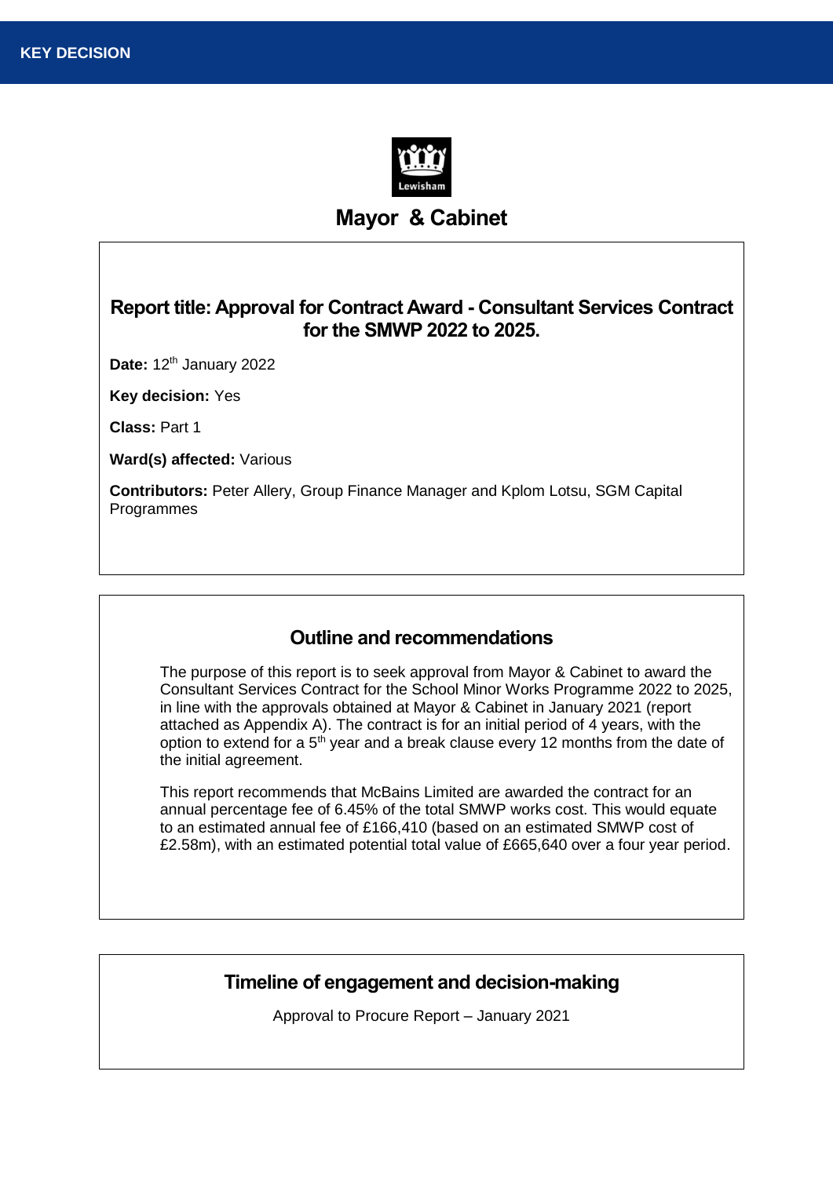**KEY DECISION**

Lewisham

# Mayor & Cabinet

## Report title: Approval for Contract Award - Consultant Services Contract for the SMWP 2022 to 2025.

**Date:** 12th January 2022

**Key decision:** Yes

**Class:** Part 1

**Ward(s) affected:** Various

**Contributors:** Peter Allery, Group Finance Manager and Kplom Lotsu, SGM Capital Programmes

## Outline and recommendations

The purpose of this report is to seek approval from Mayor & Cabinet to award the Consultant Services Contract for the School Minor Works Programme 2022 to 2025, in line with the approvals obtained at Mayor & Cabinet in January 2021 (report attached as Appendix A). The contract is for an initial period of 4 years, with the option to extend for a 5th year and a break clause every 12 months from the date of the initial agreement.

This report recommends that McBains Limited are awarded the contract for an annual percentage fee of 6.45% of the total SMWP works cost. This would equate to an estimated annual fee of £166,410 (based on an estimated SMWP cost of £2.58m), with an estimated potential total value of £665,640 over a four year period.

## Timeline of engagement and decision-making

Approval to Procure Report – January 2021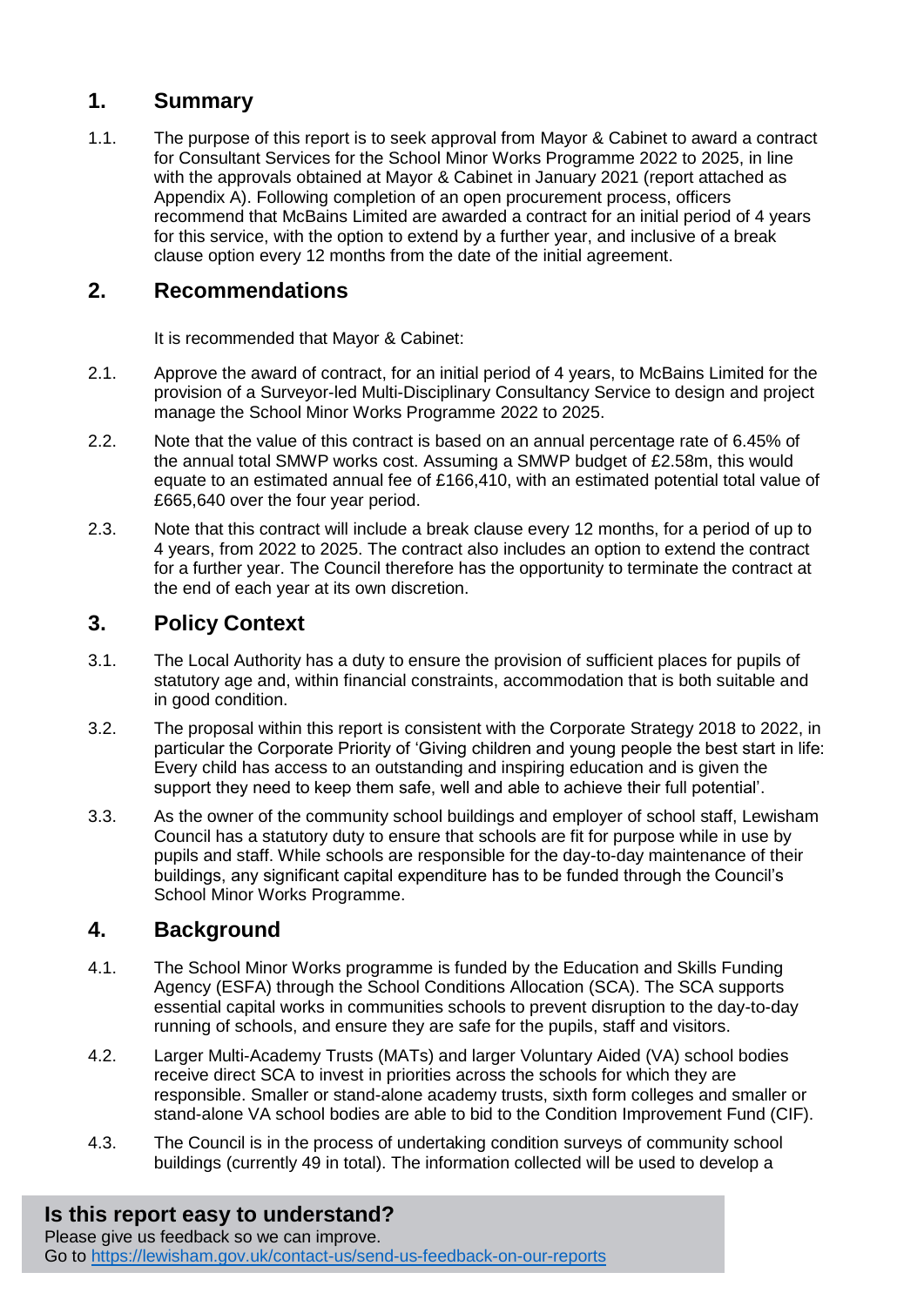## 1. Summary

1.1. The purpose of this report is to seek approval from Mayor & Cabinet to award a contract for Consultant Services for the School Minor Works Programme 2022 to 2025, in line with the approvals obtained at Mayor & Cabinet in January 2021 (report attached as Appendix A). Following completion of an open procurement process, officers recommend that McBains Limited are awarded a contract for an initial period of 4 years for this service, with the option to extend by a further year, and inclusive of a break clause option every 12 months from the date of the initial agreement.

## 2. Recommendations

It is recommended that Mayor & Cabinet:

2.1. Approve the award of contract, for an initial period of 4 years, to McBains Limited for the provision of a Surveyor-led Multi-Disciplinary Consultancy Service to design and project manage the School Minor Works Programme 2022 to 2025.

2.2. Note that the value of this contract is based on an annual percentage rate of 6.45% of the annual total SMWP works cost. Assuming a SMWP budget of £2.58m, this would equate to an estimated annual fee of £166,410, with an estimated potential total value of £665,640 over the four year period.

2.3. Note that this contract will include a break clause every 12 months, for a period of up to 4 years, from 2022 to 2025. The contract also includes an option to extend the contract for a further year. The Council therefore has the opportunity to terminate the contract at the end of each year at its own discretion.

## 3. Policy Context

3.1. The Local Authority has a duty to ensure the provision of sufficient places for pupils of statutory age and, within financial constraints, accommodation that is both suitable and in good condition.

3.2. The proposal within this report is consistent with the Corporate Strategy 2018 to 2022, in particular the Corporate Priority of 'Giving children and young people the best start in life: Every child has access to an outstanding and inspiring education and is given the support they need to keep them safe, well and able to achieve their full potential'.

3.3. As the owner of the community school buildings and employer of school staff, Lewisham Council has a statutory duty to ensure that schools are fit for purpose while in use by pupils and staff. While schools are responsible for the day-to-day maintenance of their buildings, any significant capital expenditure has to be funded through the Council's School Minor Works Programme.

## 4. Background

4.1. The School Minor Works programme is funded by the Education and Skills Funding Agency (ESFA) through the School Conditions Allocation (SCA). The SCA supports essential capital works in communities schools to prevent disruption to the day-to-day running of schools, and ensure they are safe for the pupils, staff and visitors.

4.2. Larger Multi-Academy Trusts (MATs) and larger Voluntary Aided (VA) school bodies receive direct SCA to invest in priorities across the schools for which they are responsible. Smaller or stand-alone academy trusts, sixth form colleges and smaller or stand-alone VA school bodies are able to bid to the Condition Improvement Fund (CIF).

4.3. The Council is in the process of undertaking condition surveys of community school buildings (currently 49 in total). The information collected will be used to develop a

**Is this report easy to understand?**
Please give us feedback so we can improve.
Go to https://lewisham.gov.uk/contact-us/send-us-feedback-on-our-reports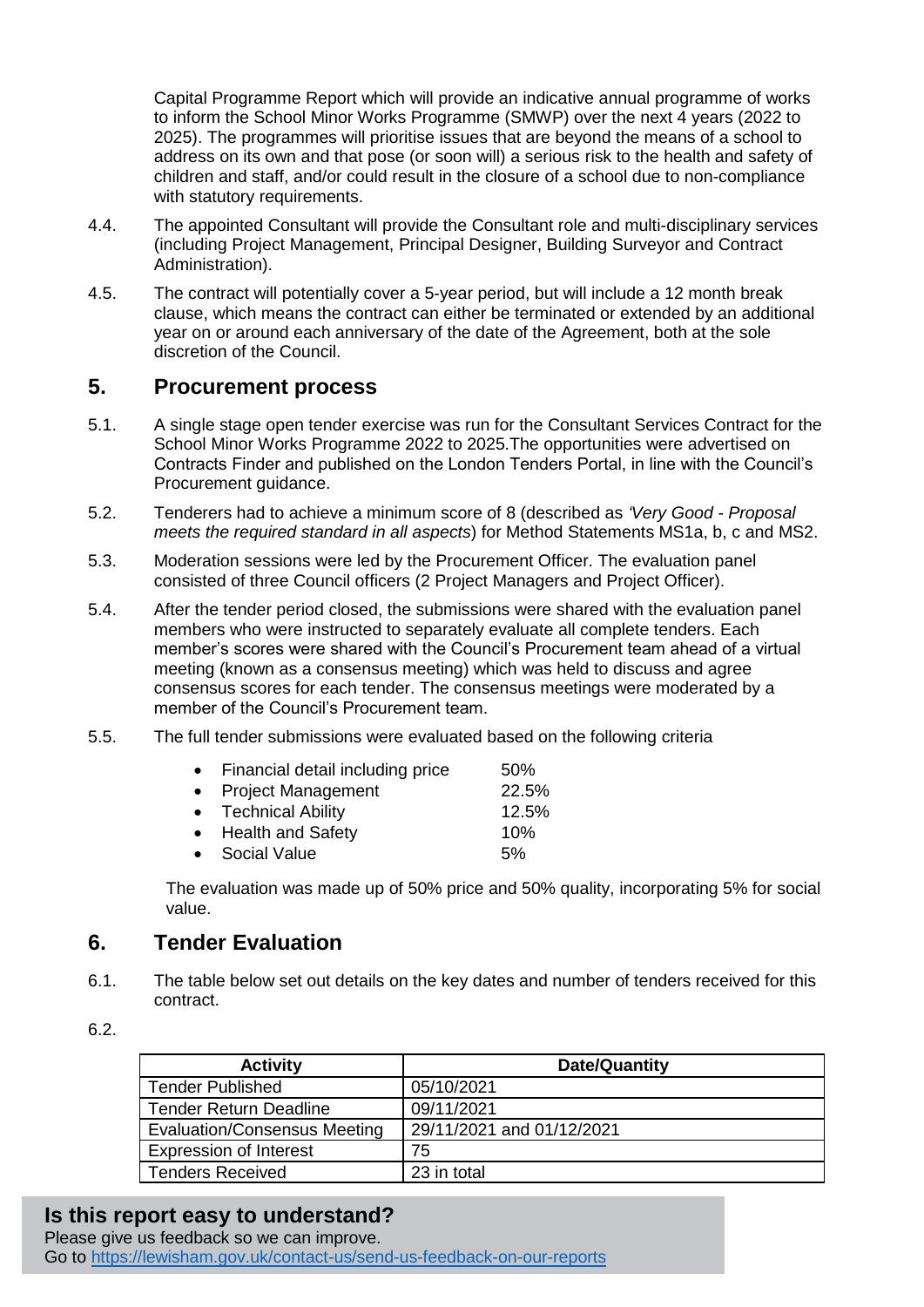Capital Programme Report which will provide an indicative annual programme of works to inform the School Minor Works Programme (SMWP) over the next 4 years (2022 to 2025). The programmes will prioritise issues that are beyond the means of a school to address on its own and that pose (or soon will) a serious risk to the health and safety of children and staff, and/or could result in the closure of a school due to non-compliance with statutory requirements.

4.4. The appointed Consultant will provide the Consultant role and multi-disciplinary services (including Project Management, Principal Designer, Building Surveyor and Contract Administration).

4.5. The contract will potentially cover a 5-year period, but will include a 12 month break clause, which means the contract can either be terminated or extended by an additional year on or around each anniversary of the date of the Agreement, both at the sole discretion of the Council.

## 5. Procurement process

5.1. A single stage open tender exercise was run for the Consultant Services Contract for the School Minor Works Programme 2022 to 2025.The opportunities were advertised on Contracts Finder and published on the London Tenders Portal, in line with the Council's Procurement guidance.

5.2. Tenderers had to achieve a minimum score of 8 (described as *'Very Good - Proposal meets the required standard in all aspects*) for Method Statements MS1a, b, c and MS2.

5.3. Moderation sessions were led by the Procurement Officer. The evaluation panel consisted of three Council officers (2 Project Managers and Project Officer).

5.4. After the tender period closed, the submissions were shared with the evaluation panel members who were instructed to separately evaluate all complete tenders. Each member's scores were shared with the Council's Procurement team ahead of a virtual meeting (known as a consensus meeting) which was held to discuss and agree consensus scores for each tender. The consensus meetings were moderated by a member of the Council's Procurement team.

5.5. The full tender submissions were evaluated based on the following criteria

- Financial detail including price 50%
- Project Management 22.5%
- Technical Ability 12.5%
- Health and Safety 10%
- Social Value 5%

The evaluation was made up of 50% price and 50% quality, incorporating 5% for social value.

## 6. Tender Evaluation

6.1. The table below set out details on the key dates and number of tenders received for this contract.

6.2.

| Activity | Date/Quantity |
|---|---|
| Tender Published | 05/10/2021 |
| Tender Return Deadline | 09/11/2021 |
| Evaluation/Consensus Meeting | 29/11/2021 and 01/12/2021 |
| Expression of Interest | 75 |
| Tenders Received | 23 in total |

**Is this report easy to understand?**
Please give us feedback so we can improve.
Go to https://lewisham.gov.uk/contact-us/send-us-feedback-on-our-reports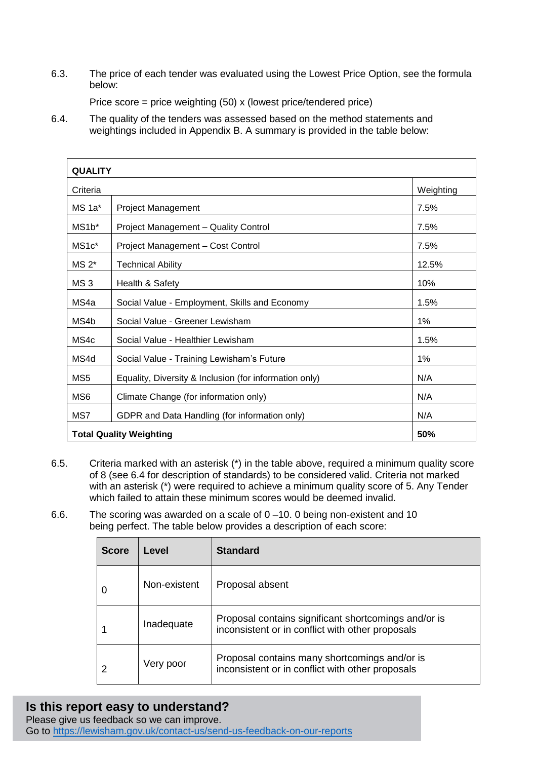6.3. The price of each tender was evaluated using the Lowest Price Option, see the formula below:

Price score = price weighting (50) x (lowest price/tendered price)

6.4. The quality of the tenders was assessed based on the method statements and weightings included in Appendix B. A summary is provided in the table below:

| **QUALITY** | | |
|---|---|---|
| Criteria | | Weighting |
| MS 1a* | Project Management | 7.5% |
| MS1b* | Project Management – Quality Control | 7.5% |
| MS1c* | Project Management – Cost Control | 7.5% |
| MS 2* | Technical Ability | 12.5% |
| MS 3 | Health & Safety | 10% |
| MS4a | Social Value - Employment, Skills and Economy | 1.5% |
| MS4b | Social Value - Greener Lewisham | 1% |
| MS4c | Social Value - Healthier Lewisham | 1.5% |
| MS4d | Social Value - Training Lewisham's Future | 1% |
| MS5 | Equality, Diversity & Inclusion (for information only) | N/A |
| MS6 | Climate Change (for information only) | N/A |
| MS7 | GDPR and Data Handling (for information only) | N/A |
| **Total Quality Weighting** | | **50%** |

6.5. Criteria marked with an asterisk (*) in the table above, required a minimum quality score of 8 (see 6.4 for description of standards) to be considered valid. Criteria not marked with an asterisk (*) were required to achieve a minimum quality score of 5. Any Tender which failed to attain these minimum scores would be deemed invalid.

6.6. The scoring was awarded on a scale of 0 –10. 0 being non-existent and 10 being perfect. The table below provides a description of each score:

| Score | Level | Standard |
|---|---|---|
| 0 | Non-existent | Proposal absent |
| 1 | Inadequate | Proposal contains significant shortcomings and/or is inconsistent or in conflict with other proposals |
| 2 | Very poor | Proposal contains many shortcomings and/or is inconsistent or in conflict with other proposals |

**Is this report easy to understand?**
Please give us feedback so we can improve.
Go to https://lewisham.gov.uk/contact-us/send-us-feedback-on-our-reports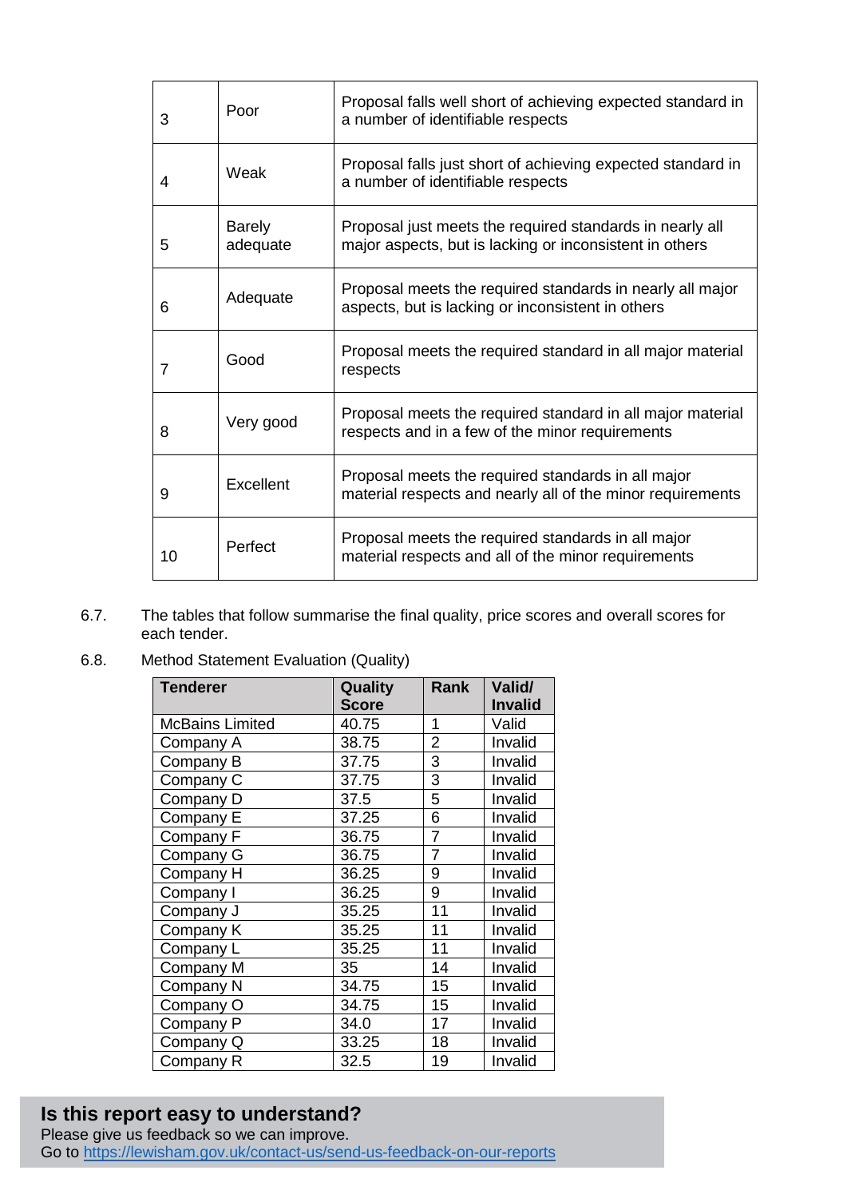| | | |
|---|---|---|
| 3 | Poor | Proposal falls well short of achieving expected standard in a number of identifiable respects |
| 4 | Weak | Proposal falls just short of achieving expected standard in a number of identifiable respects |
| 5 | Barely adequate | Proposal just meets the required standards in nearly all major aspects, but is lacking or inconsistent in others |
| 6 | Adequate | Proposal meets the required standards in nearly all major aspects, but is lacking or inconsistent in others |
| 7 | Good | Proposal meets the required standard in all major material respects |
| 8 | Very good | Proposal meets the required standard in all major material respects and in a few of the minor requirements |
| 9 | Excellent | Proposal meets the required standards in all major material respects and nearly all of the minor requirements |
| 10 | Perfect | Proposal meets the required standards in all major material respects and all of the minor requirements |

6.7. The tables that follow summarise the final quality, price scores and overall scores for each tender.

6.8. Method Statement Evaluation (Quality)

| Tenderer | Quality Score | Rank | Valid/ Invalid |
|---|---|---|---|
| McBains Limited | 40.75 | 1 | Valid |
| Company A | 38.75 | 2 | Invalid |
| Company B | 37.75 | 3 | Invalid |
| Company C | 37.75 | 3 | Invalid |
| Company D | 37.5 | 5 | Invalid |
| Company E | 37.25 | 6 | Invalid |
| Company F | 36.75 | 7 | Invalid |
| Company G | 36.75 | 7 | Invalid |
| Company H | 36.25 | 9 | Invalid |
| Company I | 36.25 | 9 | Invalid |
| Company J | 35.25 | 11 | Invalid |
| Company K | 35.25 | 11 | Invalid |
| Company L | 35.25 | 11 | Invalid |
| Company M | 35 | 14 | Invalid |
| Company N | 34.75 | 15 | Invalid |
| Company O | 34.75 | 15 | Invalid |
| Company P | 34.0 | 17 | Invalid |
| Company Q | 33.25 | 18 | Invalid |
| Company R | 32.5 | 19 | Invalid |

**Is this report easy to understand?**
Please give us feedback so we can improve.
Go to https://lewisham.gov.uk/contact-us/send-us-feedback-on-our-reports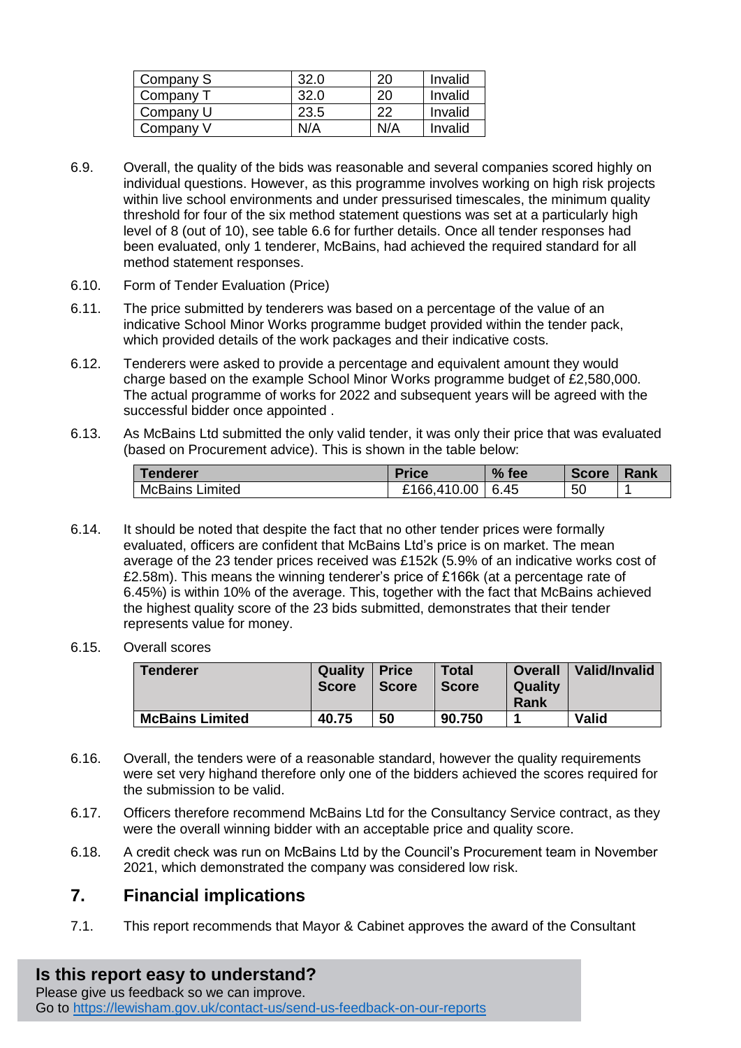| Company S | 32.0 | 20 | Invalid |
|---|---|---|---|
| Company T | 32.0 | 20 | Invalid |
| Company U | 23.5 | 22 | Invalid |
| Company V | N/A | N/A | Invalid |

6.9. Overall, the quality of the bids was reasonable and several companies scored highly on individual questions. However, as this programme involves working on high risk projects within live school environments and under pressurised timescales, the minimum quality threshold for four of the six method statement questions was set at a particularly high level of 8 (out of 10), see table 6.6 for further details. Once all tender responses had been evaluated, only 1 tenderer, McBains, had achieved the required standard for all method statement responses.

6.10. Form of Tender Evaluation (Price)

6.11. The price submitted by tenderers was based on a percentage of the value of an indicative School Minor Works programme budget provided within the tender pack, which provided details of the work packages and their indicative costs.

6.12. Tenderers were asked to provide a percentage and equivalent amount they would charge based on the example School Minor Works programme budget of £2,580,000. The actual programme of works for 2022 and subsequent years will be agreed with the successful bidder once appointed .

6.13. As McBains Ltd submitted the only valid tender, it was only their price that was evaluated (based on Procurement advice). This is shown in the table below:

| Tenderer | Price | % fee | Score | Rank |
|---|---|---|---|---|
| McBains Limited | £166,410.00 | 6.45 | 50 | 1 |

6.14. It should be noted that despite the fact that no other tender prices were formally evaluated, officers are confident that McBains Ltd's price is on market. The mean average of the 23 tender prices received was £152k (5.9% of an indicative works cost of £2.58m). This means the winning tenderer's price of £166k (at a percentage rate of 6.45%) is within 10% of the average. This, together with the fact that McBains achieved the highest quality score of the 23 bids submitted, demonstrates that their tender represents value for money.

6.15. Overall scores

| Tenderer | Quality Score | Price Score | Total Score | Overall Quality Rank | Valid/Invalid |
|---|---|---|---|---|---|
| **McBains Limited** | **40.75** | **50** | **90.750** | **1** | **Valid** |

6.16. Overall, the tenders were of a reasonable standard, however the quality requirements were set very highand therefore only one of the bidders achieved the scores required for the submission to be valid.

6.17. Officers therefore recommend McBains Ltd for the Consultancy Service contract, as they were the overall winning bidder with an acceptable price and quality score.

6.18. A credit check was run on McBains Ltd by the Council's Procurement team in November 2021, which demonstrated the company was considered low risk.

## 7. Financial implications

7.1. This report recommends that Mayor & Cabinet approves the award of the Consultant

**Is this report easy to understand?**
Please give us feedback so we can improve.
Go to https://lewisham.gov.uk/contact-us/send-us-feedback-on-our-reports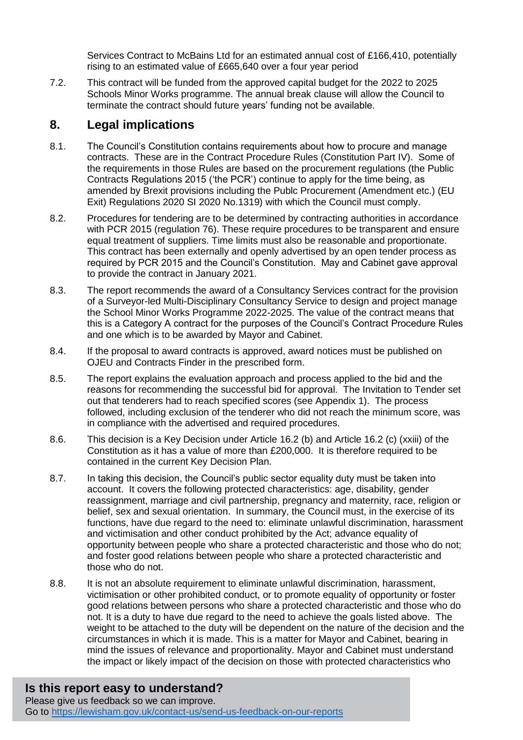Services Contract to McBains Ltd for an estimated annual cost of £166,410, potentially rising to an estimated value of £665,640 over a four year period

7.2. This contract will be funded from the approved capital budget for the 2022 to 2025 Schools Minor Works programme. The annual break clause will allow the Council to terminate the contract should future years' funding not be available.

## 8. Legal implications

8.1. The Council's Constitution contains requirements about how to procure and manage contracts. These are in the Contract Procedure Rules (Constitution Part IV). Some of the requirements in those Rules are based on the procurement regulations (the Public Contracts Regulations 2015 ('the PCR') continue to apply for the time being, as amended by Brexit provisions including the Publc Procurement (Amendment etc.) (EU Exit) Regulations 2020 SI 2020 No.1319) with which the Council must comply.

8.2. Procedures for tendering are to be determined by contracting authorities in accordance with PCR 2015 (regulation 76). These require procedures to be transparent and ensure equal treatment of suppliers. Time limits must also be reasonable and proportionate. This contract has been externally and openly advertised by an open tender process as required by PCR 2015 and the Council's Constitution. May and Cabinet gave approval to provide the contract in January 2021.

8.3. The report recommends the award of a Consultancy Services contract for the provision of a Surveyor-led Multi-Disciplinary Consultancy Service to design and project manage the School Minor Works Programme 2022-2025. The value of the contract means that this is a Category A contract for the purposes of the Council's Contract Procedure Rules and one which is to be awarded by Mayor and Cabinet.

8.4. If the proposal to award contracts is approved, award notices must be published on OJEU and Contracts Finder in the prescribed form.

8.5. The report explains the evaluation approach and process applied to the bid and the reasons for recommending the successful bid for approval. The Invitation to Tender set out that tenderers had to reach specified scores (see Appendix 1). The process followed, including exclusion of the tenderer who did not reach the minimum score, was in compliance with the advertised and required procedures.

8.6. This decision is a Key Decision under Article 16.2 (b) and Article 16.2 (c) (xxiii) of the Constitution as it has a value of more than £200,000. It is therefore required to be contained in the current Key Decision Plan.

8.7. In taking this decision, the Council's public sector equality duty must be taken into account. It covers the following protected characteristics: age, disability, gender reassignment, marriage and civil partnership, pregnancy and maternity, race, religion or belief, sex and sexual orientation. In summary, the Council must, in the exercise of its functions, have due regard to the need to: eliminate unlawful discrimination, harassment and victimisation and other conduct prohibited by the Act; advance equality of opportunity between people who share a protected characteristic and those who do not; and foster good relations between people who share a protected characteristic and those who do not.

8.8. It is not an absolute requirement to eliminate unlawful discrimination, harassment, victimisation or other prohibited conduct, or to promote equality of opportunity or foster good relations between persons who share a protected characteristic and those who do not. It is a duty to have due regard to the need to achieve the goals listed above. The weight to be attached to the duty will be dependent on the nature of the decision and the circumstances in which it is made. This is a matter for Mayor and Cabinet, bearing in mind the issues of relevance and proportionality. Mayor and Cabinet must understand the impact or likely impact of the decision on those with protected characteristics who

**Is this report easy to understand?**
Please give us feedback so we can improve.
Go to https://lewisham.gov.uk/contact-us/send-us-feedback-on-our-reports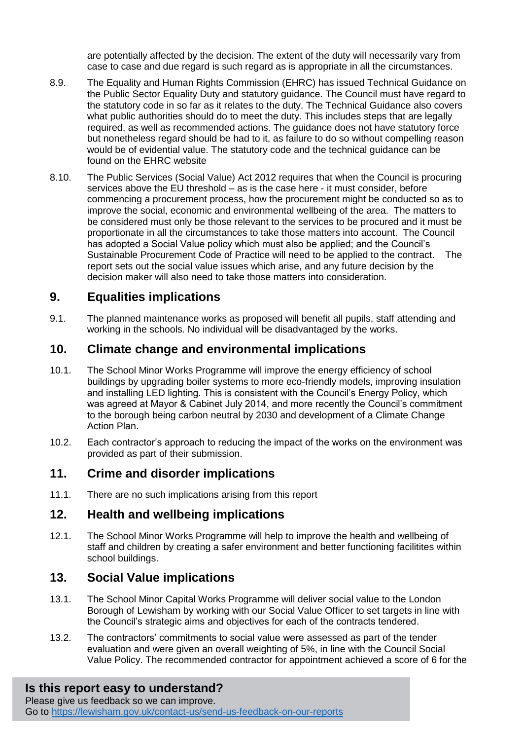are potentially affected by the decision. The extent of the duty will necessarily vary from case to case and due regard is such regard as is appropriate in all the circumstances.

8.9. The Equality and Human Rights Commission (EHRC) has issued Technical Guidance on the Public Sector Equality Duty and statutory guidance. The Council must have regard to the statutory code in so far as it relates to the duty. The Technical Guidance also covers what public authorities should do to meet the duty. This includes steps that are legally required, as well as recommended actions. The guidance does not have statutory force but nonetheless regard should be had to it, as failure to do so without compelling reason would be of evidential value. The statutory code and the technical guidance can be found on the EHRC website

8.10. The Public Services (Social Value) Act 2012 requires that when the Council is procuring services above the EU threshold – as is the case here - it must consider, before commencing a procurement process, how the procurement might be conducted so as to improve the social, economic and environmental wellbeing of the area. The matters to be considered must only be those relevant to the services to be procured and it must be proportionate in all the circumstances to take those matters into account. The Council has adopted a Social Value policy which must also be applied; and the Council's Sustainable Procurement Code of Practice will need to be applied to the contract. The report sets out the social value issues which arise, and any future decision by the decision maker will also need to take those matters into consideration.

## 9. Equalities implications

9.1. The planned maintenance works as proposed will benefit all pupils, staff attending and working in the schools. No individual will be disadvantaged by the works.

## 10. Climate change and environmental implications

10.1. The School Minor Works Programme will improve the energy efficiency of school buildings by upgrading boiler systems to more eco-friendly models, improving insulation and installing LED lighting. This is consistent with the Council's Energy Policy, which was agreed at Mayor & Cabinet July 2014, and more recently the Council's commitment to the borough being carbon neutral by 2030 and development of a Climate Change Action Plan.

10.2. Each contractor's approach to reducing the impact of the works on the environment was provided as part of their submission.

## 11. Crime and disorder implications

11.1. There are no such implications arising from this report

## 12. Health and wellbeing implications

12.1. The School Minor Works Programme will help to improve the health and wellbeing of staff and children by creating a safer environment and better functioning facilitites within school buildings.

## 13. Social Value implications

13.1. The School Minor Capital Works Programme will deliver social value to the London Borough of Lewisham by working with our Social Value Officer to set targets in line with the Council's strategic aims and objectives for each of the contracts tendered.

13.2. The contractors' commitments to social value were assessed as part of the tender evaluation and were given an overall weighting of 5%, in line with the Council Social Value Policy. The recommended contractor for appointment achieved a score of 6 for the

**Is this report easy to understand?**
Please give us feedback so we can improve.
Go to [https://lewisham.gov.uk/contact-us/send-us-feedback-on-our-reports](https://lewisham.gov.uk/contact-us/send-us-feedback-on-our-reports)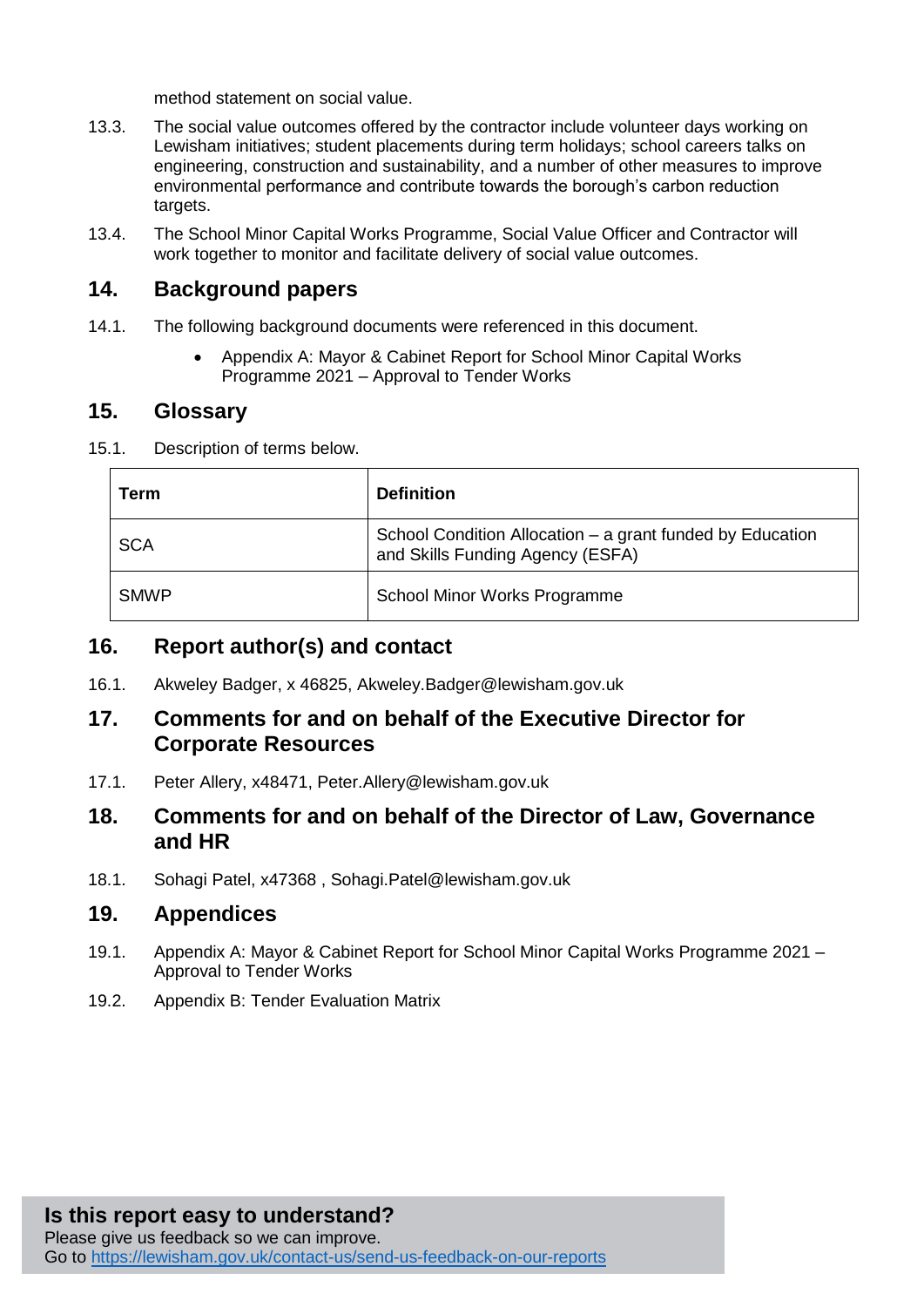method statement on social value.

13.3. The social value outcomes offered by the contractor include volunteer days working on Lewisham initiatives; student placements during term holidays; school careers talks on engineering, construction and sustainability, and a number of other measures to improve environmental performance and contribute towards the borough's carbon reduction targets.

13.4. The School Minor Capital Works Programme, Social Value Officer and Contractor will work together to monitor and facilitate delivery of social value outcomes.

## 14. Background papers

14.1. The following background documents were referenced in this document.

- Appendix A: Mayor & Cabinet Report for School Minor Capital Works Programme 2021 – Approval to Tender Works

## 15. Glossary

15.1. Description of terms below.

| Term | Definition |
|---|---|
| SCA | School Condition Allocation – a grant funded by Education and Skills Funding Agency (ESFA) |
| SMWP | School Minor Works Programme |

## 16. Report author(s) and contact

16.1. Akweley Badger, x 46825, Akweley.Badger@lewisham.gov.uk

## 17. Comments for and on behalf of the Executive Director for Corporate Resources

17.1. Peter Allery, x48471, Peter.Allery@lewisham.gov.uk

## 18. Comments for and on behalf of the Director of Law, Governance and HR

18.1. Sohagi Patel, x47368 , Sohagi.Patel@lewisham.gov.uk

## 19. Appendices

19.1. Appendix A: Mayor & Cabinet Report for School Minor Capital Works Programme 2021 – Approval to Tender Works

19.2. Appendix B: Tender Evaluation Matrix

**Is this report easy to understand?**
Please give us feedback so we can improve.
Go to https://lewisham.gov.uk/contact-us/send-us-feedback-on-our-reports